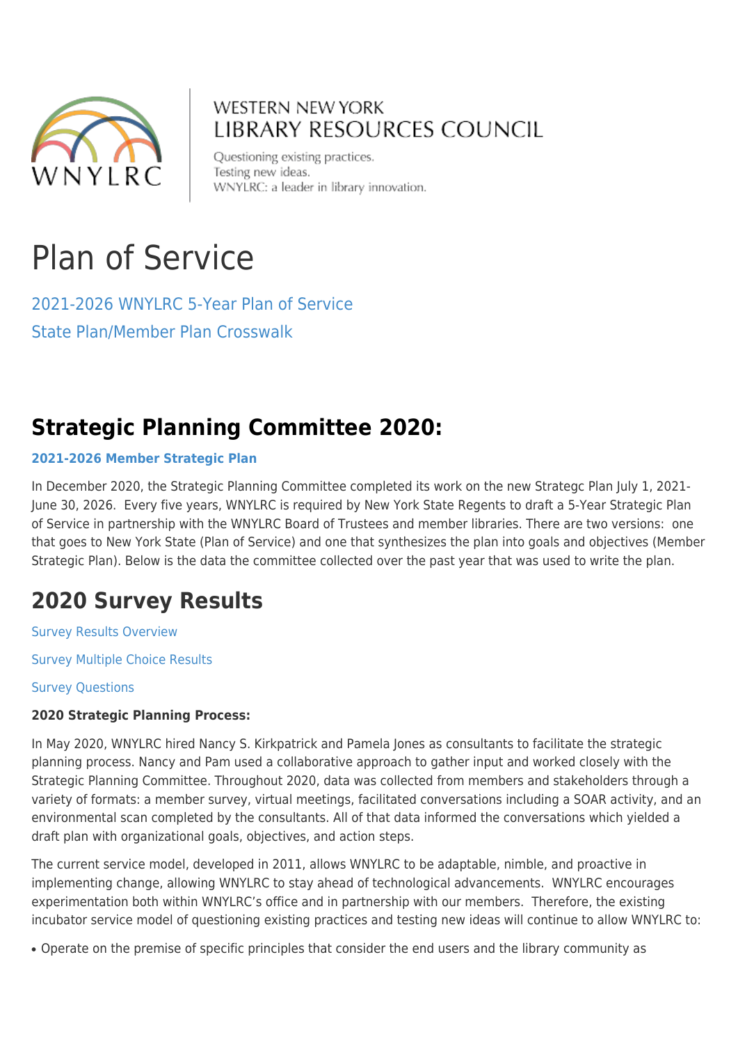WESTERN NEW YORK
LIBRARY RESOURCES COUNCIL

Questioning existing practices.
Testing new ideas.
WNYLRC: a leader in library innovation.

# Plan of Service

2021-2026 WNYLRC 5-Year Plan of Service

State Plan/Member Plan Crosswalk

## Strategic Planning Committee 2020:

**2021-2026 Member Strategic Plan**

In December 2020, the Strategic Planning Committee completed its work on the new Strategc Plan July 1, 2021-June 30, 2026. Every five years, WNYLRC is required by New York State Regents to draft a 5-Year Strategic Plan of Service in partnership with the WNYLRC Board of Trustees and member libraries. There are two versions: one that goes to New York State (Plan of Service) and one that synthesizes the plan into goals and objectives (Member Strategic Plan). Below is the data the committee collected over the past year that was used to write the plan.

## 2020 Survey Results

Survey Results Overview

Survey Multiple Choice Results

Survey Questions

**2020 Strategic Planning Process:**

In May 2020, WNYLRC hired Nancy S. Kirkpatrick and Pamela Jones as consultants to facilitate the strategic planning process. Nancy and Pam used a collaborative approach to gather input and worked closely with the Strategic Planning Committee. Throughout 2020, data was collected from members and stakeholders through a variety of formats: a member survey, virtual meetings, facilitated conversations including a SOAR activity, and an environmental scan completed by the consultants. All of that data informed the conversations which yielded a draft plan with organizational goals, objectives, and action steps.

The current service model, developed in 2011, allows WNYLRC to be adaptable, nimble, and proactive in implementing change, allowing WNYLRC to stay ahead of technological advancements. WNYLRC encourages experimentation both within WNYLRC's office and in partnership with our members. Therefore, the existing incubator service model of questioning existing practices and testing new ideas will continue to allow WNYLRC to:

- Operate on the premise of specific principles that consider the end users and the library community as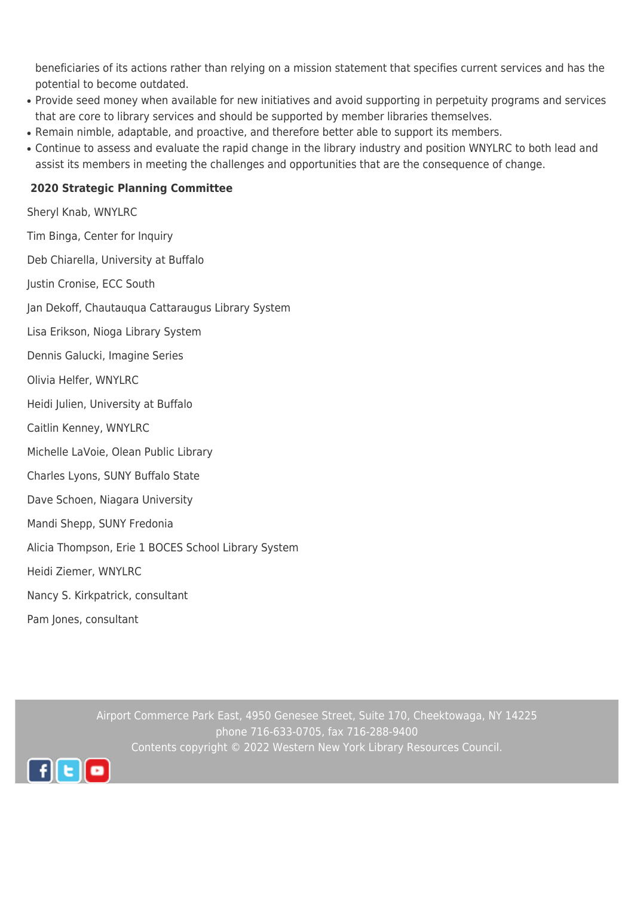beneficiaries of its actions rather than relying on a mission statement that specifies current services and has the potential to become outdated.

- Provide seed money when available for new initiatives and avoid supporting in perpetuity programs and services that are core to library services and should be supported by member libraries themselves.
- Remain nimble, adaptable, and proactive, and therefore better able to support its members.
- Continue to assess and evaluate the rapid change in the library industry and position WNYLRC to both lead and assist its members in meeting the challenges and opportunities that are the consequence of change.

**2020 Strategic Planning Committee**

Sheryl Knab, WNYLRC

Tim Binga, Center for Inquiry

Deb Chiarella, University at Buffalo

Justin Cronise, ECC South

Jan Dekoff, Chautauqua Cattaraugus Library System

Lisa Erikson, Nioga Library System

Dennis Galucki, Imagine Series

Olivia Helfer, WNYLRC

Heidi Julien, University at Buffalo

Caitlin Kenney, WNYLRC

Michelle LaVoie, Olean Public Library

Charles Lyons, SUNY Buffalo State

Dave Schoen, Niagara University

Mandi Shepp, SUNY Fredonia

Alicia Thompson, Erie 1 BOCES School Library System

Heidi Ziemer, WNYLRC

Nancy S. Kirkpatrick, consultant

Pam Jones, consultant

Airport Commerce Park East, 4950 Genesee Street, Suite 170, Cheektowaga, NY 14225
phone 716-633-0705, fax 716-288-9400
Contents copyright © 2022 Western New York Library Resources Council.